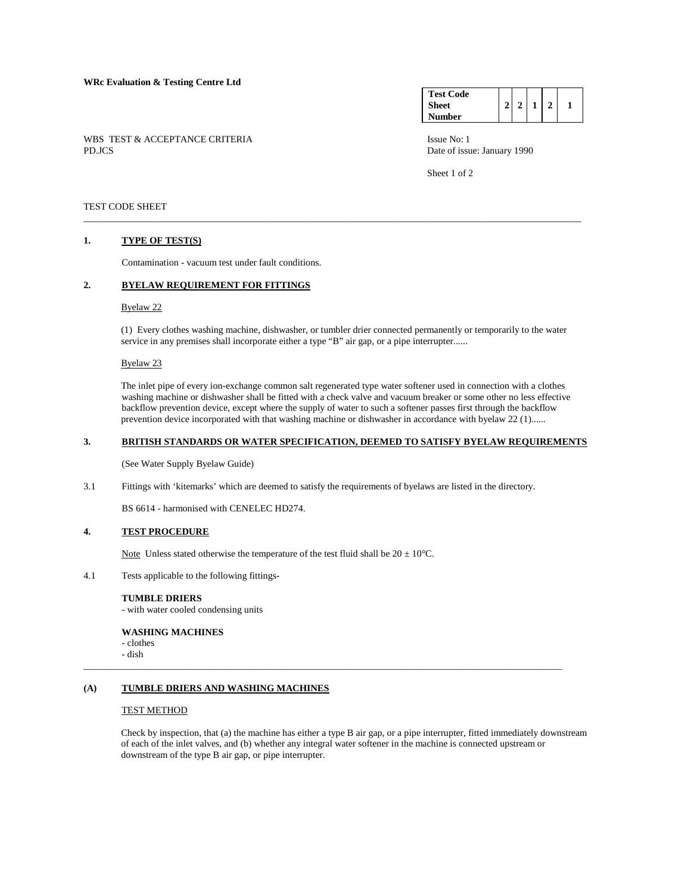**WRc Evaluation & Testing Centre Ltd**

| Test Code Sheet Number | 2 | 2 | 1 | 2 | 1 |
|---|---|---|---|---|---|

WBS TEST & ACCEPTANCE CRITERIA
PD.JCS

Issue No: 1
Date of issue: January 1990

TEST CODE SHEET

---

## 1. TYPE OF TEST(S)

Contamination - vacuum test under fault conditions.

## 2. BYELAW REQUIREMENT FOR FITTINGS

Byelaw 22

(1) Every clothes washing machine, dishwasher, or tumbler drier connected permanently or temporarily to the water service in any premises shall incorporate either a type "B" air gap, or a pipe interrupter......

Byelaw 23

The inlet pipe of every ion-exchange common salt regenerated type water softener used in connection with a clothes washing machine or dishwasher shall be fitted with a check valve and vacuum breaker or some other no less effective backflow prevention device, except where the supply of water to such a softener passes first through the backflow prevention device incorporated with that washing machine or dishwasher in accordance with byelaw 22 (1)......

## 3. BRITISH STANDARDS OR WATER SPECIFICATION, DEEMED TO SATISFY BYELAW REQUIREMENTS

(See Water Supply Byelaw Guide)

3.1 Fittings with 'kitemarks' which are deemed to satisfy the requirements of byelaws are listed in the directory.

BS 6614 - harmonised with CENELEC HD274.

## 4. TEST PROCEDURE

Note Unless stated otherwise the temperature of the test fluid shall be 20 ± 10°C.

4.1 Tests applicable to the following fittings-

**TUMBLE DRIERS**
- with water cooled condensing units

**WASHING MACHINES**
- clothes
- dish

---

## (A) TUMBLE DRIERS AND WASHING MACHINES

TEST METHOD

Check by inspection, that (a) the machine has either a type B air gap, or a pipe interrupter, fitted immediately downstream of each of the inlet valves, and (b) whether any integral water softener in the machine is connected upstream or downstream of the type B air gap, or pipe interrupter.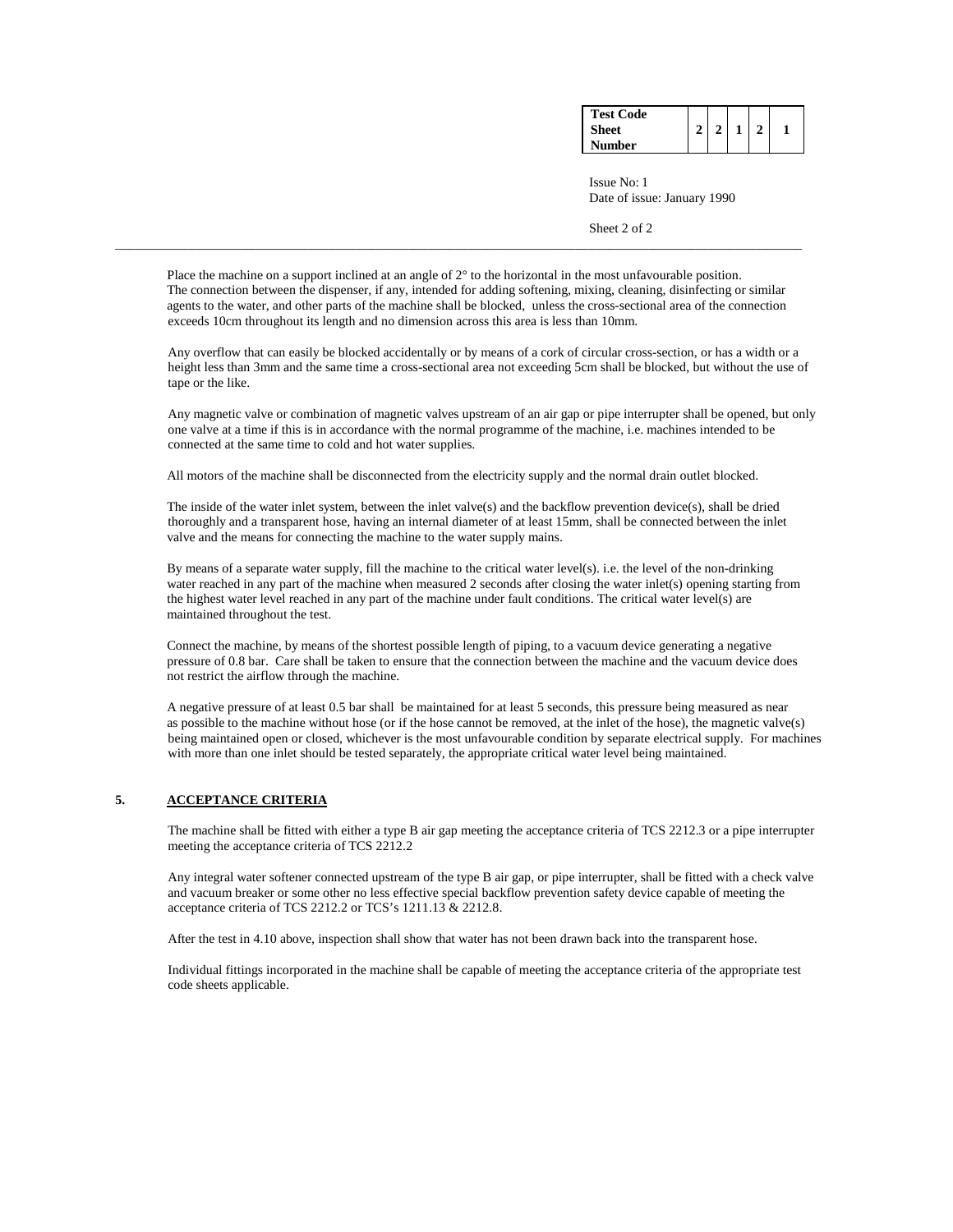| Test Code Sheet Number | 2 | 2 | 1 | 2 | 1 |
|---|---|---|---|---|---|

Issue No: 1
Date of issue: January 1990

Place the machine on a support inclined at an angle of 2° to the horizontal in the most unfavourable position. The connection between the dispenser, if any, intended for adding softening, mixing, cleaning, disinfecting or similar agents to the water, and other parts of the machine shall be blocked, unless the cross-sectional area of the connection exceeds 10cm throughout its length and no dimension across this area is less than 10mm.

Any overflow that can easily be blocked accidentally or by means of a cork of circular cross-section, or has a width or a height less than 3mm and the same time a cross-sectional area not exceeding 5cm shall be blocked, but without the use of tape or the like.

Any magnetic valve or combination of magnetic valves upstream of an air gap or pipe interrupter shall be opened, but only one valve at a time if this is in accordance with the normal programme of the machine, i.e. machines intended to be connected at the same time to cold and hot water supplies.

All motors of the machine shall be disconnected from the electricity supply and the normal drain outlet blocked.

The inside of the water inlet system, between the inlet valve(s) and the backflow prevention device(s), shall be dried thoroughly and a transparent hose, having an internal diameter of at least 15mm, shall be connected between the inlet valve and the means for connecting the machine to the water supply mains.

By means of a separate water supply, fill the machine to the critical water level(s). i.e. the level of the non-drinking water reached in any part of the machine when measured 2 seconds after closing the water inlet(s) opening starting from the highest water level reached in any part of the machine under fault conditions. The critical water level(s) are maintained throughout the test.

Connect the machine, by means of the shortest possible length of piping, to a vacuum device generating a negative pressure of 0.8 bar. Care shall be taken to ensure that the connection between the machine and the vacuum device does not restrict the airflow through the machine.

A negative pressure of at least 0.5 bar shall be maintained for at least 5 seconds, this pressure being measured as near as possible to the machine without hose (or if the hose cannot be removed, at the inlet of the hose), the magnetic valve(s) being maintained open or closed, whichever is the most unfavourable condition by separate electrical supply. For machines with more than one inlet should be tested separately, the appropriate critical water level being maintained.

## 5. ACCEPTANCE CRITERIA

The machine shall be fitted with either a type B air gap meeting the acceptance criteria of TCS 2212.3 or a pipe interrupter meeting the acceptance criteria of TCS 2212.2

Any integral water softener connected upstream of the type B air gap, or pipe interrupter, shall be fitted with a check valve and vacuum breaker or some other no less effective special backflow prevention safety device capable of meeting the acceptance criteria of TCS 2212.2 or TCS's 1211.13 & 2212.8.

After the test in 4.10 above, inspection shall show that water has not been drawn back into the transparent hose.

Individual fittings incorporated in the machine shall be capable of meeting the acceptance criteria of the appropriate test code sheets applicable.